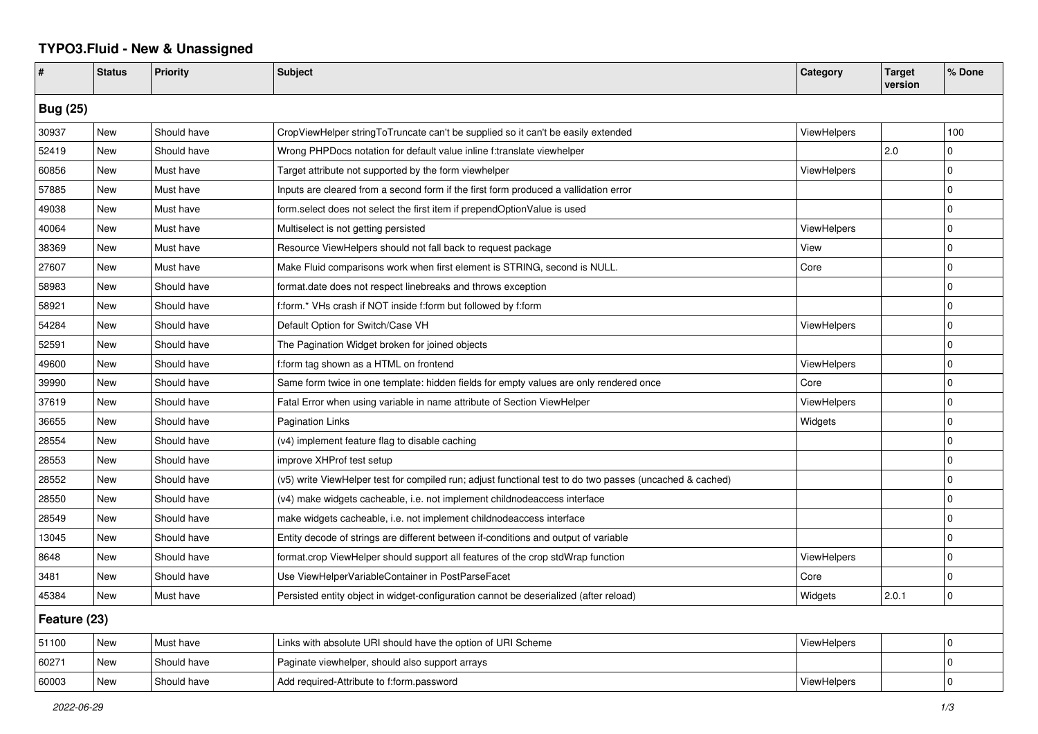# TYPO3.Fluid - New & Unassigned

| # | Status | Priority | Subject | Category | Target version | % Done |
|---|---|---|---|---|---|---|
| **Bug (25)** | | | | | | |
| 30937 | New | Should have | CropViewHelper stringToTruncate can't be supplied so it can't be easily extended | ViewHelpers | | 100 |
| 52419 | New | Should have | Wrong PHPDocs notation for default value inline f:translate viewhelper | | 2.0 | 0 |
| 60856 | New | Must have | Target attribute not supported by the form viewhelper | ViewHelpers | | 0 |
| 57885 | New | Must have | Inputs are cleared from a second form if the first form produced a vallidation error | | | 0 |
| 49038 | New | Must have | form.select does not select the first item if prependOptionValue is used | | | 0 |
| 40064 | New | Must have | Multiselect is not getting persisted | ViewHelpers | | 0 |
| 38369 | New | Must have | Resource ViewHelpers should not fall back to request package | View | | 0 |
| 27607 | New | Must have | Make Fluid comparisons work when first element is STRING, second is NULL. | Core | | 0 |
| 58983 | New | Should have | format.date does not respect linebreaks and throws exception | | | 0 |
| 58921 | New | Should have | f:form.* VHs crash if NOT inside f:form but followed by f:form | | | 0 |
| 54284 | New | Should have | Default Option for Switch/Case VH | ViewHelpers | | 0 |
| 52591 | New | Should have | The Pagination Widget broken for joined objects | | | 0 |
| 49600 | New | Should have | f:form tag shown as a HTML on frontend | ViewHelpers | | 0 |
| 39990 | New | Should have | Same form twice in one template: hidden fields for empty values are only rendered once | Core | | 0 |
| 37619 | New | Should have | Fatal Error when using variable in name attribute of Section ViewHelper | ViewHelpers | | 0 |
| 36655 | New | Should have | Pagination Links | Widgets | | 0 |
| 28554 | New | Should have | (v4) implement feature flag to disable caching | | | 0 |
| 28553 | New | Should have | improve XHProf test setup | | | 0 |
| 28552 | New | Should have | (v5) write ViewHelper test for compiled run; adjust functional test to do two passes (uncached & cached) | | | 0 |
| 28550 | New | Should have | (v4) make widgets cacheable, i.e. not implement childnodeaccess interface | | | 0 |
| 28549 | New | Should have | make widgets cacheable, i.e. not implement childnodeaccess interface | | | 0 |
| 13045 | New | Should have | Entity decode of strings are different between if-conditions and output of variable | | | 0 |
| 8648 | New | Should have | format.crop ViewHelper should support all features of the crop stdWrap function | ViewHelpers | | 0 |
| 3481 | New | Should have | Use ViewHelperVariableContainer in PostParseFacet | Core | | 0 |
| 45384 | New | Must have | Persisted entity object in widget-configuration cannot be deserialized (after reload) | Widgets | 2.0.1 | 0 |
| **Feature (23)** | | | | | | |
| 51100 | New | Must have | Links with absolute URI should have the option of URI Scheme | ViewHelpers | | 0 |
| 60271 | New | Should have | Paginate viewhelper, should also support arrays | | | 0 |
| 60003 | New | Should have | Add required-Attribute to f:form.password | ViewHelpers | | 0 |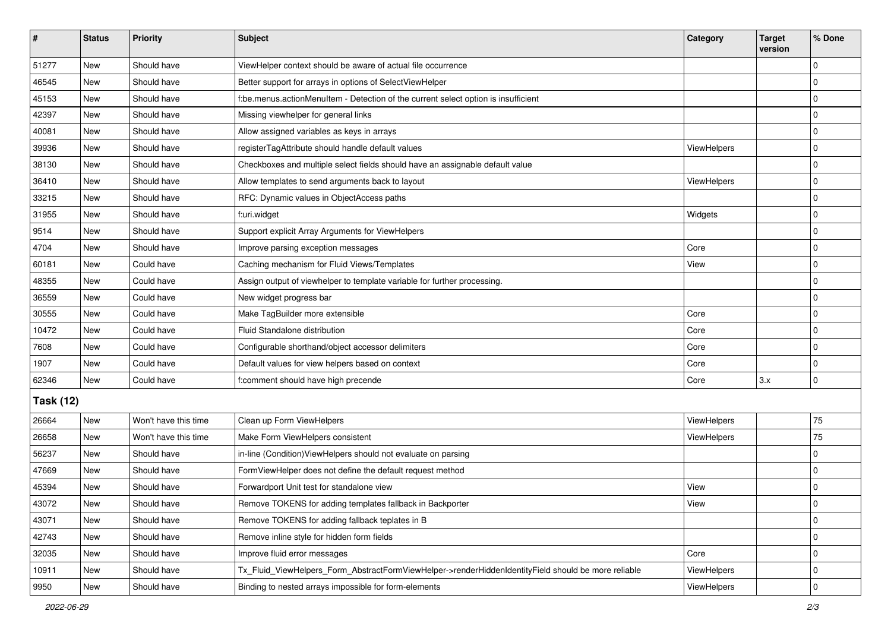| # | Status | Priority | Subject | Category | Target version | % Done |
|---|---|---|---|---|---|---|
| 51277 | New | Should have | ViewHelper context should be aware of actual file occurrence | | | 0 |
| 46545 | New | Should have | Better support for arrays in options of SelectViewHelper | | | 0 |
| 45153 | New | Should have | f:be.menus.actionMenuItem - Detection of the current select option is insufficient | | | 0 |
| 42397 | New | Should have | Missing viewhelper for general links | | | 0 |
| 40081 | New | Should have | Allow assigned variables as keys in arrays | | | 0 |
| 39936 | New | Should have | registerTagAttribute should handle default values | ViewHelpers | | 0 |
| 38130 | New | Should have | Checkboxes and multiple select fields should have an assignable default value | | | 0 |
| 36410 | New | Should have | Allow templates to send arguments back to layout | ViewHelpers | | 0 |
| 33215 | New | Should have | RFC: Dynamic values in ObjectAccess paths | | | 0 |
| 31955 | New | Should have | f:uri.widget | Widgets | | 0 |
| 9514 | New | Should have | Support explicit Array Arguments for ViewHelpers | | | 0 |
| 4704 | New | Should have | Improve parsing exception messages | Core | | 0 |
| 60181 | New | Could have | Caching mechanism for Fluid Views/Templates | View | | 0 |
| 48355 | New | Could have | Assign output of viewhelper to template variable for further processing. | | | 0 |
| 36559 | New | Could have | New widget progress bar | | | 0 |
| 30555 | New | Could have | Make TagBuilder more extensible | Core | | 0 |
| 10472 | New | Could have | Fluid Standalone distribution | Core | | 0 |
| 7608 | New | Could have | Configurable shorthand/object accessor delimiters | Core | | 0 |
| 1907 | New | Could have | Default values for view helpers based on context | Core | | 0 |
| 62346 | New | Could have | f:comment should have high precende | Core | 3.x | 0 |
| **Task (12)** | | | | | | |
| 26664 | New | Won't have this time | Clean up Form ViewHelpers | ViewHelpers | | 75 |
| 26658 | New | Won't have this time | Make Form ViewHelpers consistent | ViewHelpers | | 75 |
| 56237 | New | Should have | in-line (Condition)ViewHelpers should not evaluate on parsing | | | 0 |
| 47669 | New | Should have | FormViewHelper does not define the default request method | | | 0 |
| 45394 | New | Should have | Forwardport Unit test for standalone view | View | | 0 |
| 43072 | New | Should have | Remove TOKENS for adding templates fallback in Backporter | View | | 0 |
| 43071 | New | Should have | Remove TOKENS for adding fallback teplates in B | | | 0 |
| 42743 | New | Should have | Remove inline style for hidden form fields | | | 0 |
| 32035 | New | Should have | Improve fluid error messages | Core | | 0 |
| 10911 | New | Should have | Tx_Fluid_ViewHelpers_Form_AbstractFormViewHelper->renderHiddenIdentityField should be more reliable | ViewHelpers | | 0 |
| 9950 | New | Should have | Binding to nested arrays impossible for form-elements | ViewHelpers | | 0 |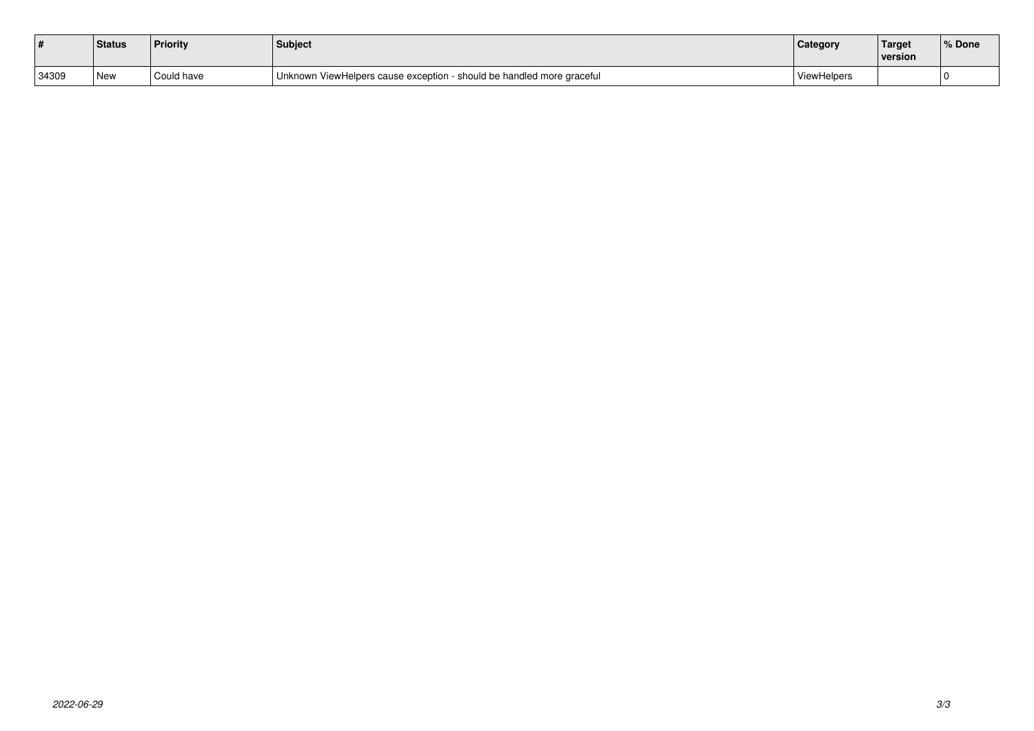| # | Status | Priority | Subject | Category | Target version | % Done |
| --- | --- | --- | --- | --- | --- | --- |
| 34309 | New | Could have | Unknown ViewHelpers cause exception - should be handled more graceful | ViewHelpers | | 0 |